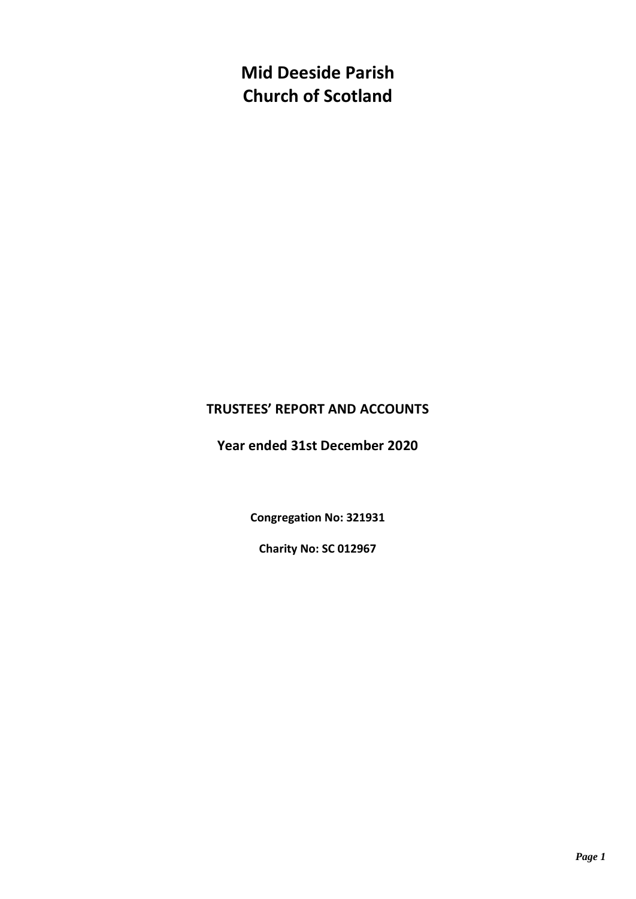# Mid Deeside Parish Church of Scotland

## TRUSTEES' REPORT AND ACCOUNTS

### Year ended 31st December 2020

**Congregation No: 321931**

**Charity No: SC 012967**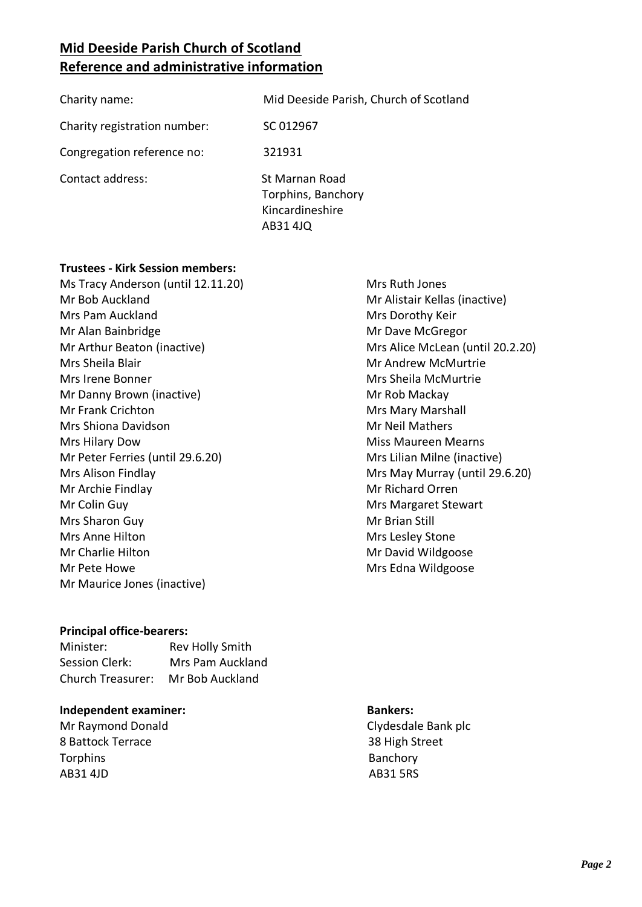# Mid Deeside Parish Church of Scotland
# Reference and administrative information

| | |
|---|---|
| Charity name: | Mid Deeside Parish, Church of Scotland |
| Charity registration number: | SC 012967 |
| Congregation reference no: | 321931 |
| Contact address: | St Marnan Road<br>Torphins, Banchory<br>Kincardineshire<br>AB31 4JQ |

**Trustees - Kirk Session members:**

Ms Tracy Anderson (until 12.11.20)
Mr Bob Auckland
Mrs Pam Auckland
Mr Alan Bainbridge
Mr Arthur Beaton (inactive)
Mrs Sheila Blair
Mrs Irene Bonner
Mr Danny Brown (inactive)
Mr Frank Crichton
Mrs Shiona Davidson
Mrs Hilary Dow
Mr Peter Ferries (until 29.6.20)
Mrs Alison Findlay
Mr Archie Findlay
Mr Colin Guy
Mrs Sharon Guy
Mrs Anne Hilton
Mr Charlie Hilton
Mr Pete Howe
Mr Maurice Jones (inactive)
Mrs Ruth Jones
Mr Alistair Kellas (inactive)
Mrs Dorothy Keir
Mr Dave McGregor
Mrs Alice McLean (until 20.2.20)
Mr Andrew McMurtrie
Mrs Sheila McMurtrie
Mr Rob Mackay
Mrs Mary Marshall
Mr Neil Mathers
Miss Maureen Mearns
Mrs Lilian Milne (inactive)
Mrs May Murray (until 29.6.20)
Mr Richard Orren
Mrs Margaret Stewart
Mr Brian Still
Mrs Lesley Stone
Mr David Wildgoose
Mrs Edna Wildgoose

**Principal office-bearers:**

| | |
|---|---|
| Minister: | Rev Holly Smith |
| Session Clerk: | Mrs Pam Auckland |
| Church Treasurer: | Mr Bob Auckland |

**Independent examiner:**
Mr Raymond Donald
8 Battock Terrace
Torphins
AB31 4JD

**Bankers:**
Clydesdale Bank plc
38 High Street
Banchory
AB31 5RS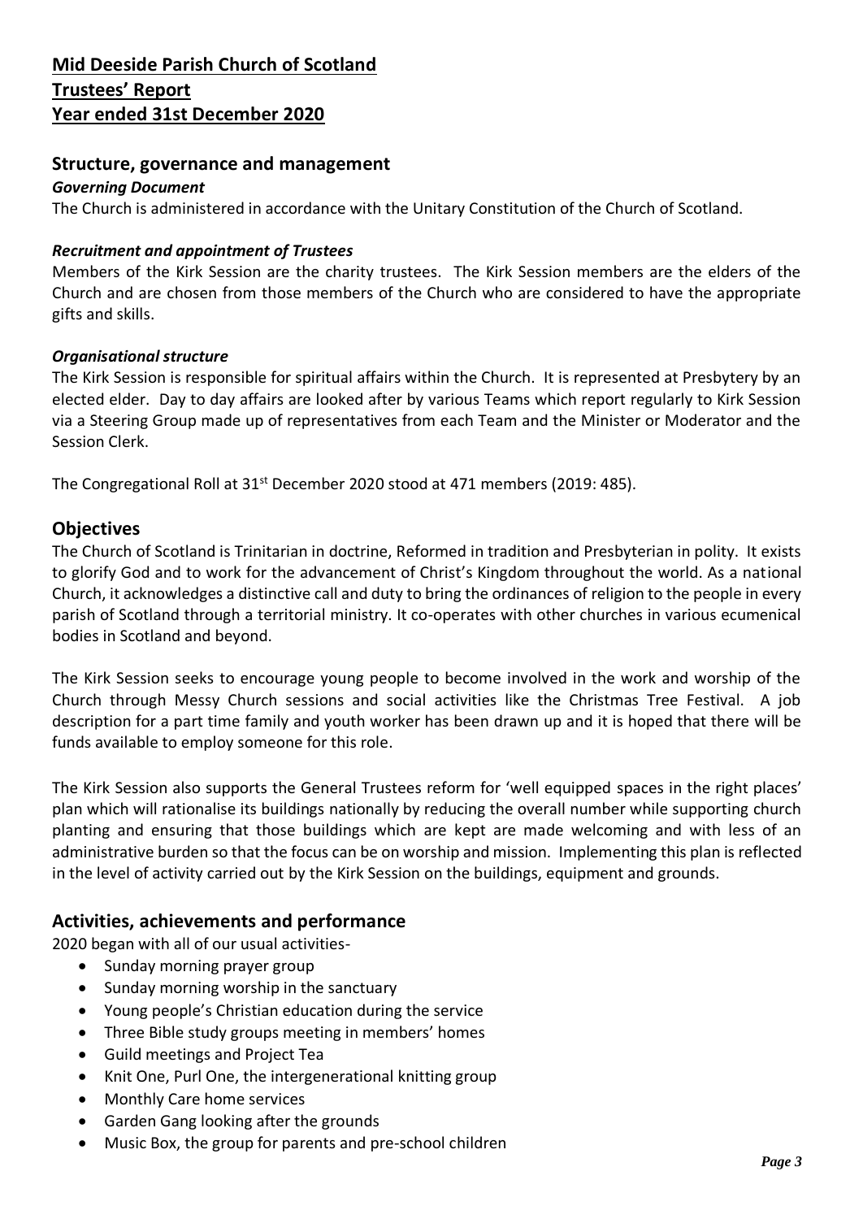# Mid Deeside Parish Church of Scotland
# Trustees' Report
# Year ended 31st December 2020

## Structure, governance and management

***Governing Document***

The Church is administered in accordance with the Unitary Constitution of the Church of Scotland.

***Recruitment and appointment of Trustees***

Members of the Kirk Session are the charity trustees. The Kirk Session members are the elders of the Church and are chosen from those members of the Church who are considered to have the appropriate gifts and skills.

***Organisational structure***

The Kirk Session is responsible for spiritual affairs within the Church. It is represented at Presbytery by an elected elder. Day to day affairs are looked after by various Teams which report regularly to Kirk Session via a Steering Group made up of representatives from each Team and the Minister or Moderator and the Session Clerk.

The Congregational Roll at 31st December 2020 stood at 471 members (2019: 485).

## Objectives

The Church of Scotland is Trinitarian in doctrine, Reformed in tradition and Presbyterian in polity. It exists to glorify God and to work for the advancement of Christ's Kingdom throughout the world. As a national Church, it acknowledges a distinctive call and duty to bring the ordinances of religion to the people in every parish of Scotland through a territorial ministry. It co-operates with other churches in various ecumenical bodies in Scotland and beyond.

The Kirk Session seeks to encourage young people to become involved in the work and worship of the Church through Messy Church sessions and social activities like the Christmas Tree Festival. A job description for a part time family and youth worker has been drawn up and it is hoped that there will be funds available to employ someone for this role.

The Kirk Session also supports the General Trustees reform for 'well equipped spaces in the right places' plan which will rationalise its buildings nationally by reducing the overall number while supporting church planting and ensuring that those buildings which are kept are made welcoming and with less of an administrative burden so that the focus can be on worship and mission. Implementing this plan is reflected in the level of activity carried out by the Kirk Session on the buildings, equipment and grounds.

## Activities, achievements and performance

2020 began with all of our usual activities-

- Sunday morning prayer group
- Sunday morning worship in the sanctuary
- Young people's Christian education during the service
- Three Bible study groups meeting in members' homes
- Guild meetings and Project Tea
- Knit One, Purl One, the intergenerational knitting group
- Monthly Care home services
- Garden Gang looking after the grounds
- Music Box, the group for parents and pre-school children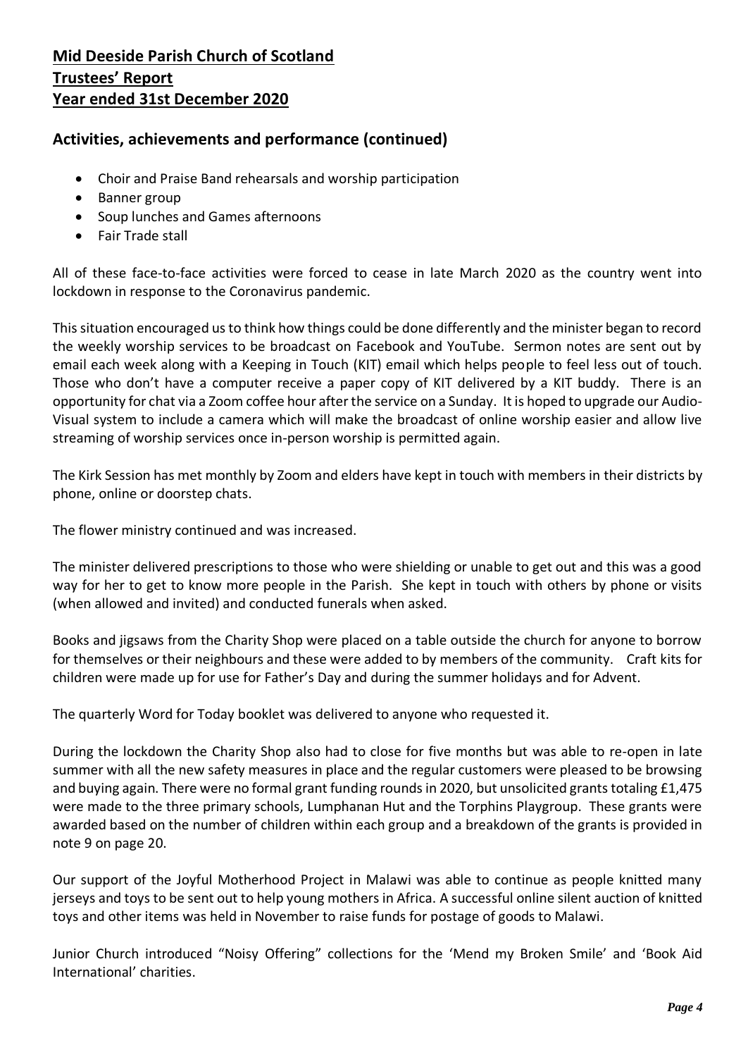**Mid Deeside Parish Church of Scotland**
**Trustees' Report**
**Year ended 31st December 2020**

## Activities, achievements and performance (continued)

- Choir and Praise Band rehearsals and worship participation
- Banner group
- Soup lunches and Games afternoons
- Fair Trade stall

All of these face-to-face activities were forced to cease in late March 2020 as the country went into lockdown in response to the Coronavirus pandemic.

This situation encouraged us to think how things could be done differently and the minister began to record the weekly worship services to be broadcast on Facebook and YouTube. Sermon notes are sent out by email each week along with a Keeping in Touch (KIT) email which helps people to feel less out of touch. Those who don't have a computer receive a paper copy of KIT delivered by a KIT buddy. There is an opportunity for chat via a Zoom coffee hour after the service on a Sunday. It is hoped to upgrade our Audio-Visual system to include a camera which will make the broadcast of online worship easier and allow live streaming of worship services once in-person worship is permitted again.

The Kirk Session has met monthly by Zoom and elders have kept in touch with members in their districts by phone, online or doorstep chats.

The flower ministry continued and was increased.

The minister delivered prescriptions to those who were shielding or unable to get out and this was a good way for her to get to know more people in the Parish. She kept in touch with others by phone or visits (when allowed and invited) and conducted funerals when asked.

Books and jigsaws from the Charity Shop were placed on a table outside the church for anyone to borrow for themselves or their neighbours and these were added to by members of the community. Craft kits for children were made up for use for Father's Day and during the summer holidays and for Advent.

The quarterly Word for Today booklet was delivered to anyone who requested it.

During the lockdown the Charity Shop also had to close for five months but was able to re-open in late summer with all the new safety measures in place and the regular customers were pleased to be browsing and buying again. There were no formal grant funding rounds in 2020, but unsolicited grants totaling £1,475 were made to the three primary schools, Lumphanan Hut and the Torphins Playgroup. These grants were awarded based on the number of children within each group and a breakdown of the grants is provided in note 9 on page 20.

Our support of the Joyful Motherhood Project in Malawi was able to continue as people knitted many jerseys and toys to be sent out to help young mothers in Africa. A successful online silent auction of knitted toys and other items was held in November to raise funds for postage of goods to Malawi.

Junior Church introduced "Noisy Offering" collections for the 'Mend my Broken Smile' and 'Book Aid International' charities.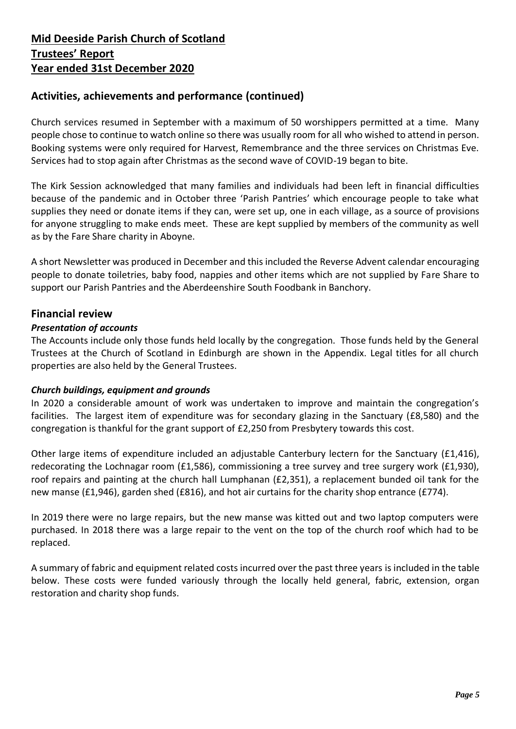**Mid Deeside Parish Church of Scotland**
**Trustees' Report**
**Year ended 31st December 2020**

## Activities, achievements and performance (continued)

Church services resumed in September with a maximum of 50 worshippers permitted at a time. Many people chose to continue to watch online so there was usually room for all who wished to attend in person. Booking systems were only required for Harvest, Remembrance and the three services on Christmas Eve. Services had to stop again after Christmas as the second wave of COVID-19 began to bite.

The Kirk Session acknowledged that many families and individuals had been left in financial difficulties because of the pandemic and in October three 'Parish Pantries' which encourage people to take what supplies they need or donate items if they can, were set up, one in each village, as a source of provisions for anyone struggling to make ends meet. These are kept supplied by members of the community as well as by the Fare Share charity in Aboyne.

A short Newsletter was produced in December and this included the Reverse Advent calendar encouraging people to donate toiletries, baby food, nappies and other items which are not supplied by Fare Share to support our Parish Pantries and the Aberdeenshire South Foodbank in Banchory.

## Financial review

### *Presentation of accounts*

The Accounts include only those funds held locally by the congregation. Those funds held by the General Trustees at the Church of Scotland in Edinburgh are shown in the Appendix. Legal titles for all church properties are also held by the General Trustees.

### *Church buildings, equipment and grounds*

In 2020 a considerable amount of work was undertaken to improve and maintain the congregation's facilities. The largest item of expenditure was for secondary glazing in the Sanctuary (£8,580) and the congregation is thankful for the grant support of £2,250 from Presbytery towards this cost.

Other large items of expenditure included an adjustable Canterbury lectern for the Sanctuary (£1,416), redecorating the Lochnagar room (£1,586), commissioning a tree survey and tree surgery work (£1,930), roof repairs and painting at the church hall Lumphanan (£2,351), a replacement bunded oil tank for the new manse (£1,946), garden shed (£816), and hot air curtains for the charity shop entrance (£774).

In 2019 there were no large repairs, but the new manse was kitted out and two laptop computers were purchased. In 2018 there was a large repair to the vent on the top of the church roof which had to be replaced.

A summary of fabric and equipment related costs incurred over the past three years is included in the table below. These costs were funded variously through the locally held general, fabric, extension, organ restoration and charity shop funds.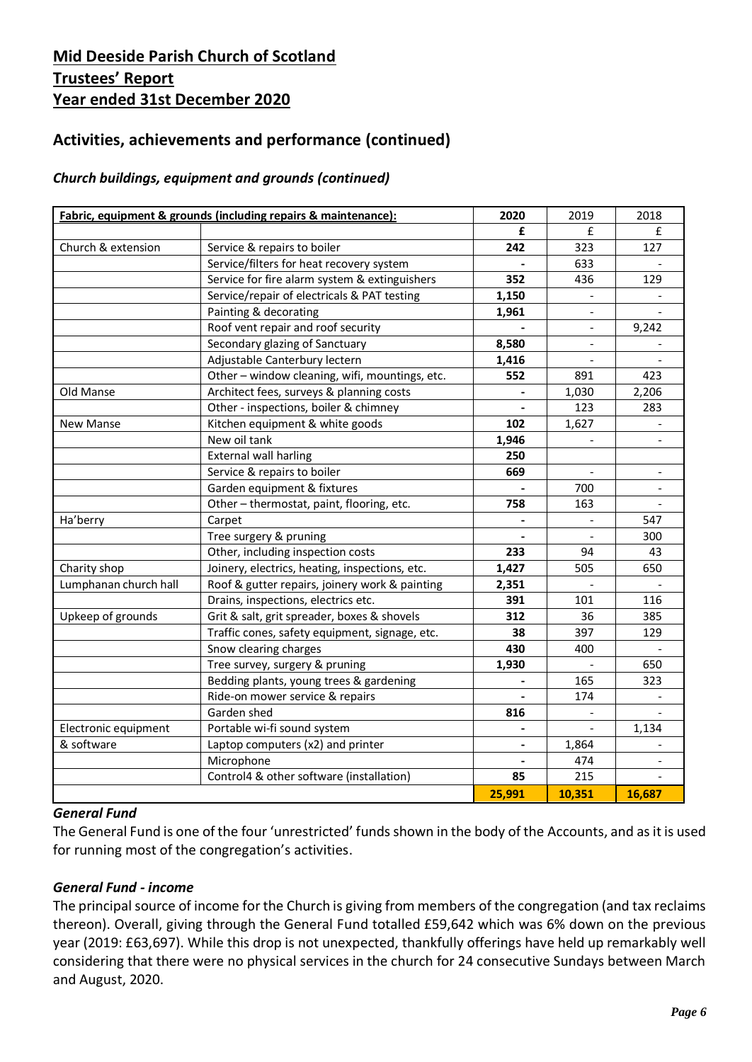## Mid Deeside Parish Church of Scotland

## Trustees' Report

## Year ended 31st December 2020

### Activities, achievements and performance (continued)

#### *Church buildings, equipment and grounds (continued)*

| **Fabric, equipment & grounds (including repairs & maintenance):** | | **2020** | 2019 | 2018 |
|---|---|---|---|---|
| | | **£** | £ | £ |
| Church & extension | Service & repairs to boiler | **242** | 323 | 127 |
| | Service/filters for heat recovery system | **-** | 633 | - |
| | Service for fire alarm system & extinguishers | **352** | 436 | 129 |
| | Service/repair of electricals & PAT testing | **1,150** | - | - |
| | Painting & decorating | **1,961** | - | - |
| | Roof vent repair and roof security | **-** | - | 9,242 |
| | Secondary glazing of Sanctuary | **8,580** | - | - |
| | Adjustable Canterbury lectern | **1,416** | - | - |
| | Other – window cleaning, wifi, mountings, etc. | **552** | 891 | 423 |
| Old Manse | Architect fees, surveys & planning costs | **-** | 1,030 | 2,206 |
| | Other - inspections, boiler & chimney | **-** | 123 | 283 |
| New Manse | Kitchen equipment & white goods | **102** | 1,627 | - |
| | New oil tank | **1,946** | - | - |
| | External wall harling | **250** | | |
| | Service & repairs to boiler | **669** | - | - |
| | Garden equipment & fixtures | **-** | 700 | - |
| | Other – thermostat, paint, flooring, etc. | **758** | 163 | - |
| Ha'berry | Carpet | **-** | - | 547 |
| | Tree surgery & pruning | **-** | - | 300 |
| | Other, including inspection costs | **233** | 94 | 43 |
| Charity shop | Joinery, electrics, heating, inspections, etc. | **1,427** | 505 | 650 |
| Lumphanan church hall | Roof & gutter repairs, joinery work & painting | **2,351** | - | - |
| | Drains, inspections, electrics etc. | **391** | 101 | 116 |
| Upkeep of grounds | Grit & salt, grit spreader, boxes & shovels | **312** | 36 | 385 |
| | Traffic cones, safety equipment, signage, etc. | **38** | 397 | 129 |
| | Snow clearing charges | **430** | 400 | - |
| | Tree survey, surgery & pruning | **1,930** | - | 650 |
| | Bedding plants, young trees & gardening | **-** | 165 | 323 |
| | Ride-on mower service & repairs | **-** | 174 | - |
| | Garden shed | **816** | - | - |
| Electronic equipment | Portable wi-fi sound system | **-** | - | 1,134 |
| & software | Laptop computers (x2) and printer | **-** | 1,864 | - |
| | Microphone | **-** | 474 | - |
| | Control4 & other software (installation) | **85** | 215 | - |
| | | **25,991** | **10,351** | **16,687** |

#### *General Fund*

The General Fund is one of the four 'unrestricted' funds shown in the body of the Accounts, and as it is used for running most of the congregation's activities.

#### *General Fund - income*

The principal source of income for the Church is giving from members of the congregation (and tax reclaims thereon). Overall, giving through the General Fund totalled £59,642 which was 6% down on the previous year (2019: £63,697). While this drop is not unexpected, thankfully offerings have held up remarkably well considering that there were no physical services in the church for 24 consecutive Sundays between March and August, 2020.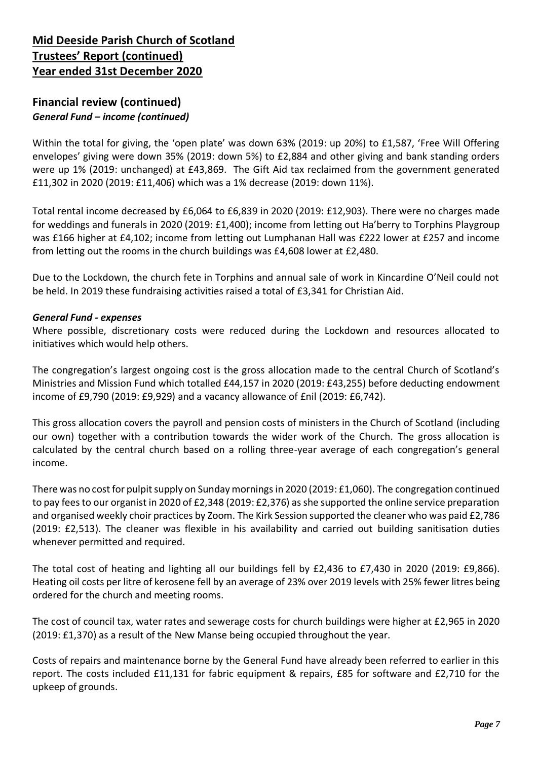# Mid Deeside Parish Church of Scotland
# Trustees' Report (continued)
# Year ended 31st December 2020

## Financial review (continued)

### *General Fund – income (continued)*

Within the total for giving, the 'open plate' was down 63% (2019: up 20%) to £1,587, 'Free Will Offering envelopes' giving were down 35% (2019: down 5%) to £2,884 and other giving and bank standing orders were up 1% (2019: unchanged) at £43,869. The Gift Aid tax reclaimed from the government generated £11,302 in 2020 (2019: £11,406) which was a 1% decrease (2019: down 11%).

Total rental income decreased by £6,064 to £6,839 in 2020 (2019: £12,903). There were no charges made for weddings and funerals in 2020 (2019: £1,400); income from letting out Ha'berry to Torphins Playgroup was £166 higher at £4,102; income from letting out Lumphanan Hall was £222 lower at £257 and income from letting out the rooms in the church buildings was £4,608 lower at £2,480.

Due to the Lockdown, the church fete in Torphins and annual sale of work in Kincardine O'Neil could not be held. In 2019 these fundraising activities raised a total of £3,341 for Christian Aid.

### *General Fund - expenses*

Where possible, discretionary costs were reduced during the Lockdown and resources allocated to initiatives which would help others.

The congregation's largest ongoing cost is the gross allocation made to the central Church of Scotland's Ministries and Mission Fund which totalled £44,157 in 2020 (2019: £43,255) before deducting endowment income of £9,790 (2019: £9,929) and a vacancy allowance of £nil (2019: £6,742).

This gross allocation covers the payroll and pension costs of ministers in the Church of Scotland (including our own) together with a contribution towards the wider work of the Church. The gross allocation is calculated by the central church based on a rolling three-year average of each congregation's general income.

There was no cost for pulpit supply on Sunday mornings in 2020 (2019: £1,060). The congregation continued to pay fees to our organist in 2020 of £2,348 (2019: £2,376) as she supported the online service preparation and organised weekly choir practices by Zoom. The Kirk Session supported the cleaner who was paid £2,786 (2019: £2,513). The cleaner was flexible in his availability and carried out building sanitisation duties whenever permitted and required.

The total cost of heating and lighting all our buildings fell by £2,436 to £7,430 in 2020 (2019: £9,866). Heating oil costs per litre of kerosene fell by an average of 23% over 2019 levels with 25% fewer litres being ordered for the church and meeting rooms.

The cost of council tax, water rates and sewerage costs for church buildings were higher at £2,965 in 2020 (2019: £1,370) as a result of the New Manse being occupied throughout the year.

Costs of repairs and maintenance borne by the General Fund have already been referred to earlier in this report. The costs included £11,131 for fabric equipment & repairs, £85 for software and £2,710 for the upkeep of grounds.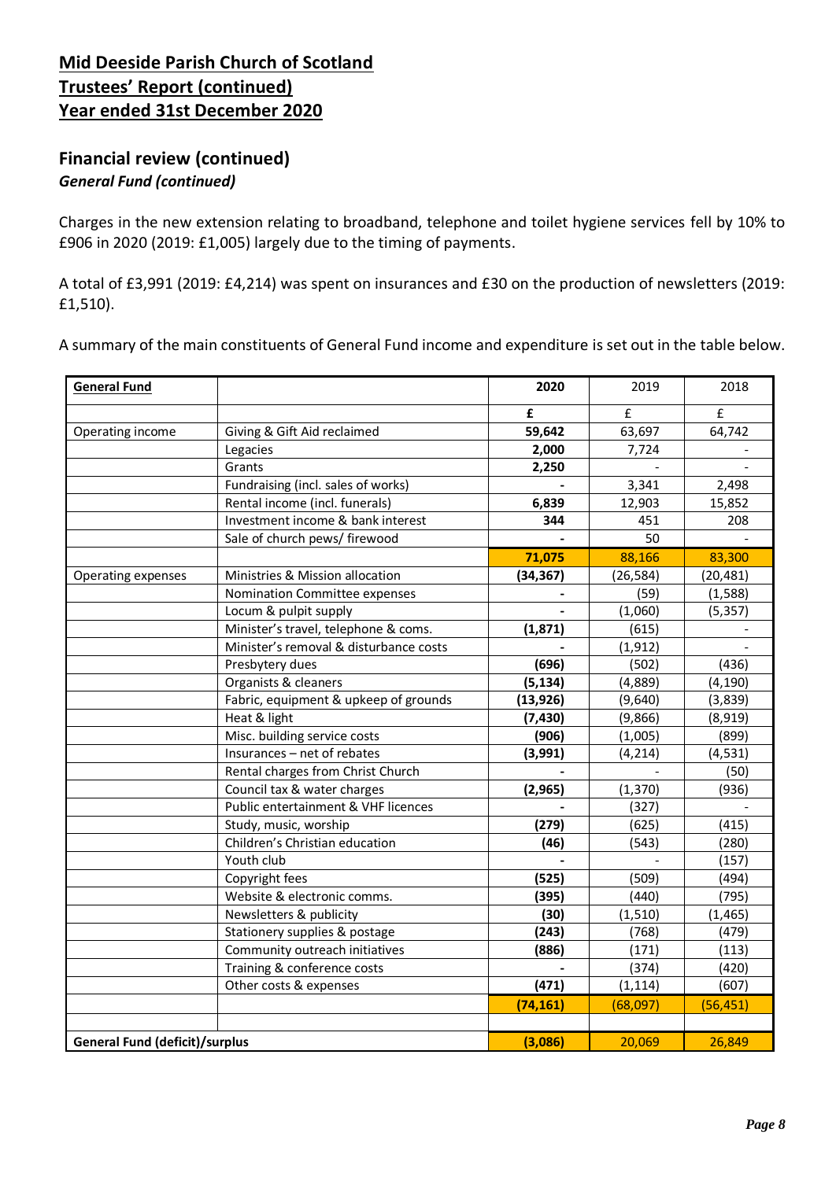## Mid Deeside Parish Church of Scotland
## Trustees' Report (continued)
## Year ended 31st December 2020

### Financial review (continued)

***General Fund (continued)***

Charges in the new extension relating to broadband, telephone and toilet hygiene services fell by 10% to £906 in 2020 (2019: £1,005) largely due to the timing of payments.

A total of £3,991 (2019: £4,214) was spent on insurances and £30 on the production of newsletters (2019: £1,510).

A summary of the main constituents of General Fund income and expenditure is set out in the table below.

| **General Fund** | | **2020** | 2019 | 2018 |
|---|---|---|---|---|
| | | **£** | £ | £ |
| Operating income | Giving & Gift Aid reclaimed | **59,642** | 63,697 | 64,742 |
| | Legacies | **2,000** | 7,724 | - |
| | Grants | **2,250** | - | - |
| | Fundraising (incl. sales of works) | **-** | 3,341 | 2,498 |
| | Rental income (incl. funerals) | **6,839** | 12,903 | 15,852 |
| | Investment income & bank interest | **344** | 451 | 208 |
| | Sale of church pews/ firewood | **-** | 50 | - |
| | | **71,075** | 88,166 | 83,300 |
| Operating expenses | Ministries & Mission allocation | **(34,367)** | (26,584) | (20,481) |
| | Nomination Committee expenses | **-** | (59) | (1,588) |
| | Locum & pulpit supply | **-** | (1,060) | (5,357) |
| | Minister's travel, telephone & coms. | **(1,871)** | (615) | - |
| | Minister's removal & disturbance costs | **-** | (1,912) | - |
| | Presbytery dues | **(696)** | (502) | (436) |
| | Organists & cleaners | **(5,134)** | (4,889) | (4,190) |
| | Fabric, equipment & upkeep of grounds | **(13,926)** | (9,640) | (3,839) |
| | Heat & light | **(7,430)** | (9,866) | (8,919) |
| | Misc. building service costs | **(906)** | (1,005) | (899) |
| | Insurances – net of rebates | **(3,991)** | (4,214) | (4,531) |
| | Rental charges from Christ Church | **-** | - | (50) |
| | Council tax & water charges | **(2,965)** | (1,370) | (936) |
| | Public entertainment & VHF licences | **-** | (327) | - |
| | Study, music, worship | **(279)** | (625) | (415) |
| | Children's Christian education | **(46)** | (543) | (280) |
| | Youth club | **-** | - | (157) |
| | Copyright fees | **(525)** | (509) | (494) |
| | Website & electronic comms. | **(395)** | (440) | (795) |
| | Newsletters & publicity | **(30)** | (1,510) | (1,465) |
| | Stationery supplies & postage | **(243)** | (768) | (479) |
| | Community outreach initiatives | **(886)** | (171) | (113) |
| | Training & conference costs | **-** | (374) | (420) |
| | Other costs & expenses | **(471)** | (1,114) | (607) |
| | | **(74,161)** | (68,097) | (56,451) |
| | | | | |
| **General Fund (deficit)/surplus** | | **(3,086)** | 20,069 | 26,849 |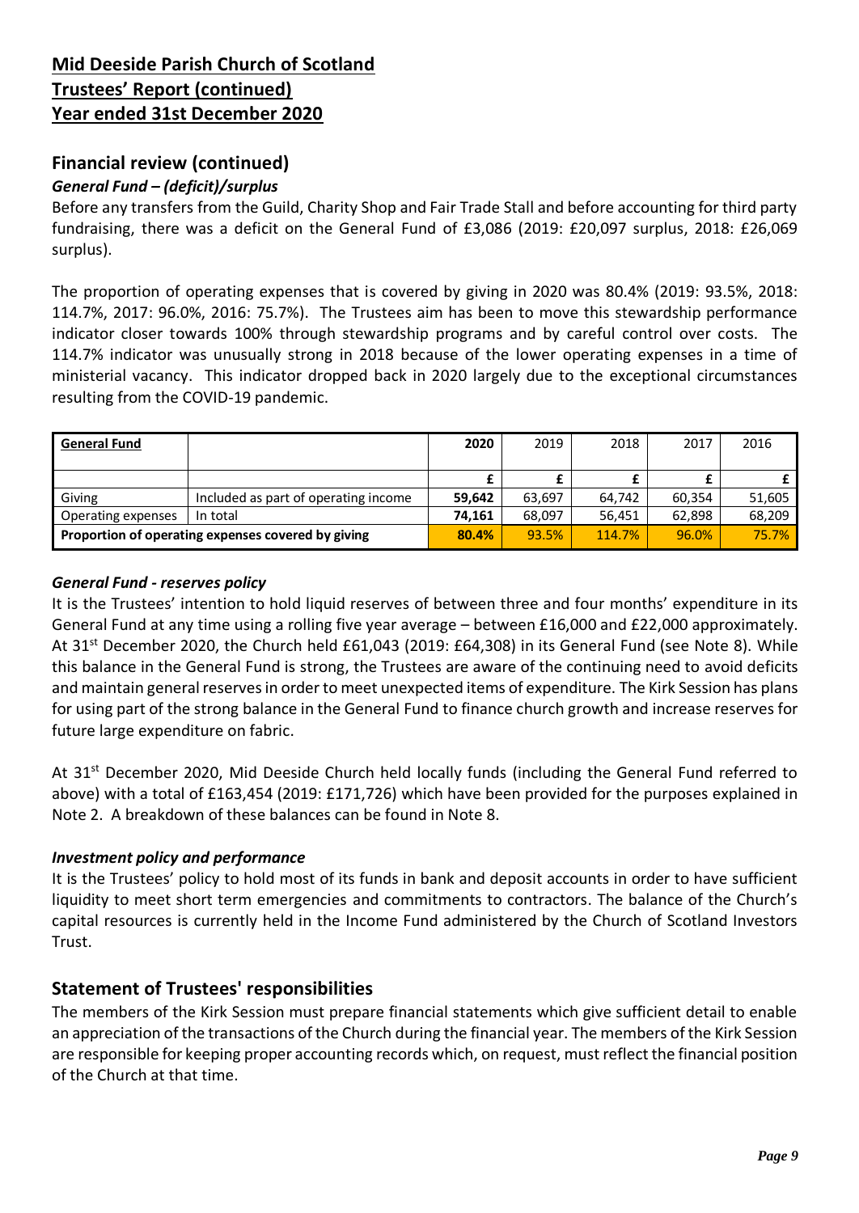**Mid Deeside Parish Church of Scotland**
**Trustees' Report (continued)**
**Year ended 31st December 2020**

## Financial review (continued)

### *General Fund – (deficit)/surplus*

Before any transfers from the Guild, Charity Shop and Fair Trade Stall and before accounting for third party fundraising, there was a deficit on the General Fund of £3,086 (2019: £20,097 surplus, 2018: £26,069 surplus).

The proportion of operating expenses that is covered by giving in 2020 was 80.4% (2019: 93.5%, 2018: 114.7%, 2017: 96.0%, 2016: 75.7%). The Trustees aim has been to move this stewardship performance indicator closer towards 100% through stewardship programs and by careful control over costs. The 114.7% indicator was unusually strong in 2018 because of the lower operating expenses in a time of ministerial vacancy. This indicator dropped back in 2020 largely due to the exceptional circumstances resulting from the COVID-19 pandemic.

| **General Fund** | | **2020** | 2019 | 2018 | 2017 | 2016 |
|---|---|---|---|---|---|---|
| | | **£** | **£** | **£** | **£** | **£** |
| Giving | Included as part of operating income | **59,642** | 63,697 | 64,742 | 60,354 | 51,605 |
| Operating expenses | In total | **74,161** | 68,097 | 56,451 | 62,898 | 68,209 |
| **Proportion of operating expenses covered by giving** | | **80.4%** | 93.5% | 114.7% | 96.0% | 75.7% |

### *General Fund - reserves policy*

It is the Trustees' intention to hold liquid reserves of between three and four months' expenditure in its General Fund at any time using a rolling five year average – between £16,000 and £22,000 approximately. At 31st December 2020, the Church held £61,043 (2019: £64,308) in its General Fund (see Note 8). While this balance in the General Fund is strong, the Trustees are aware of the continuing need to avoid deficits and maintain general reserves in order to meet unexpected items of expenditure. The Kirk Session has plans for using part of the strong balance in the General Fund to finance church growth and increase reserves for future large expenditure on fabric.

At 31st December 2020, Mid Deeside Church held locally funds (including the General Fund referred to above) with a total of £163,454 (2019: £171,726) which have been provided for the purposes explained in Note 2. A breakdown of these balances can be found in Note 8.

### *Investment policy and performance*

It is the Trustees' policy to hold most of its funds in bank and deposit accounts in order to have sufficient liquidity to meet short term emergencies and commitments to contractors. The balance of the Church's capital resources is currently held in the Income Fund administered by the Church of Scotland Investors Trust.

## Statement of Trustees' responsibilities

The members of the Kirk Session must prepare financial statements which give sufficient detail to enable an appreciation of the transactions of the Church during the financial year. The members of the Kirk Session are responsible for keeping proper accounting records which, on request, must reflect the financial position of the Church at that time.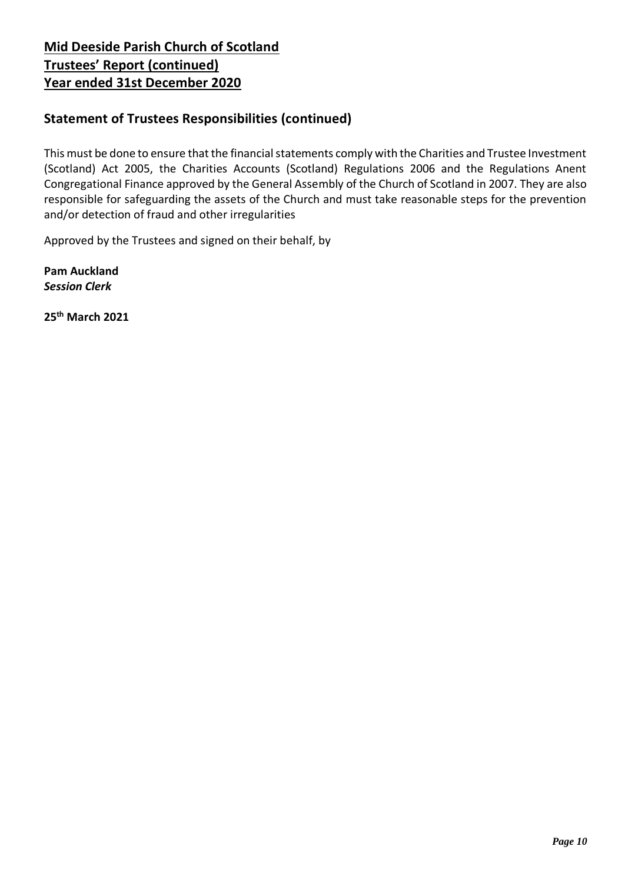**Mid Deeside Parish Church of Scotland**
**Trustees' Report (continued)**
**Year ended 31st December 2020**

## Statement of Trustees Responsibilities (continued)

This must be done to ensure that the financial statements comply with the Charities and Trustee Investment (Scotland) Act 2005, the Charities Accounts (Scotland) Regulations 2006 and the Regulations Anent Congregational Finance approved by the General Assembly of the Church of Scotland in 2007. They are also responsible for safeguarding the assets of the Church and must take reasonable steps for the prevention and/or detection of fraud and other irregularities

Approved by the Trustees and signed on their behalf, by

**Pam Auckland**
***Session Clerk***

**25th March 2021**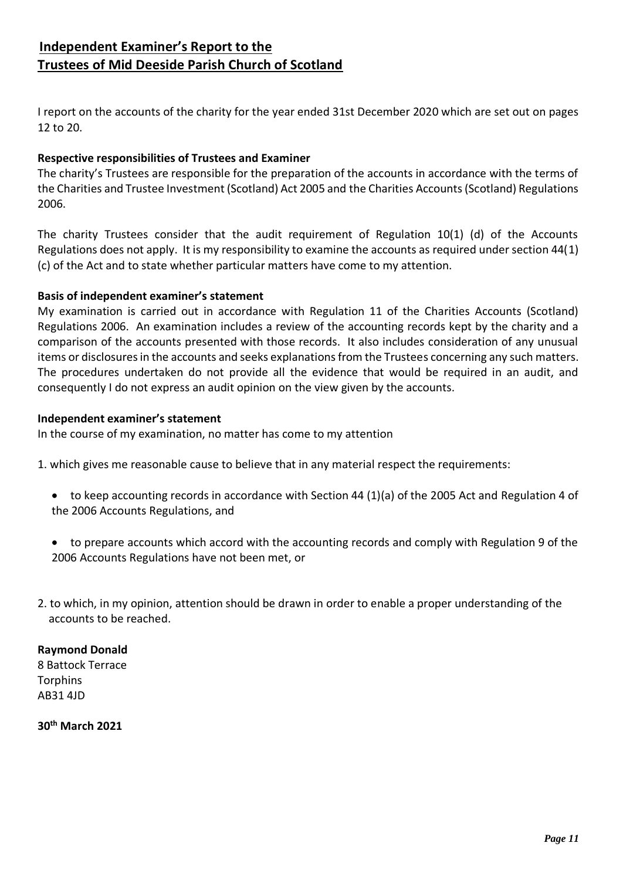# Independent Examiner's Report to the Trustees of Mid Deeside Parish Church of Scotland

I report on the accounts of the charity for the year ended 31st December 2020 which are set out on pages 12 to 20.

**Respective responsibilities of Trustees and Examiner**

The charity's Trustees are responsible for the preparation of the accounts in accordance with the terms of the Charities and Trustee Investment (Scotland) Act 2005 and the Charities Accounts (Scotland) Regulations 2006.

The charity Trustees consider that the audit requirement of Regulation 10(1) (d) of the Accounts Regulations does not apply. It is my responsibility to examine the accounts as required under section 44(1) (c) of the Act and to state whether particular matters have come to my attention.

**Basis of independent examiner's statement**

My examination is carried out in accordance with Regulation 11 of the Charities Accounts (Scotland) Regulations 2006. An examination includes a review of the accounting records kept by the charity and a comparison of the accounts presented with those records. It also includes consideration of any unusual items or disclosures in the accounts and seeks explanations from the Trustees concerning any such matters. The procedures undertaken do not provide all the evidence that would be required in an audit, and consequently I do not express an audit opinion on the view given by the accounts.

**Independent examiner's statement**

In the course of my examination, no matter has come to my attention

1. which gives me reasonable cause to believe that in any material respect the requirements:

- to keep accounting records in accordance with Section 44 (1)(a) of the 2005 Act and Regulation 4 of the 2006 Accounts Regulations, and
- to prepare accounts which accord with the accounting records and comply with Regulation 9 of the 2006 Accounts Regulations have not been met, or

2. to which, in my opinion, attention should be drawn in order to enable a proper understanding of the accounts to be reached.

**Raymond Donald**
8 Battock Terrace
Torphins
AB31 4JD

**30th March 2021**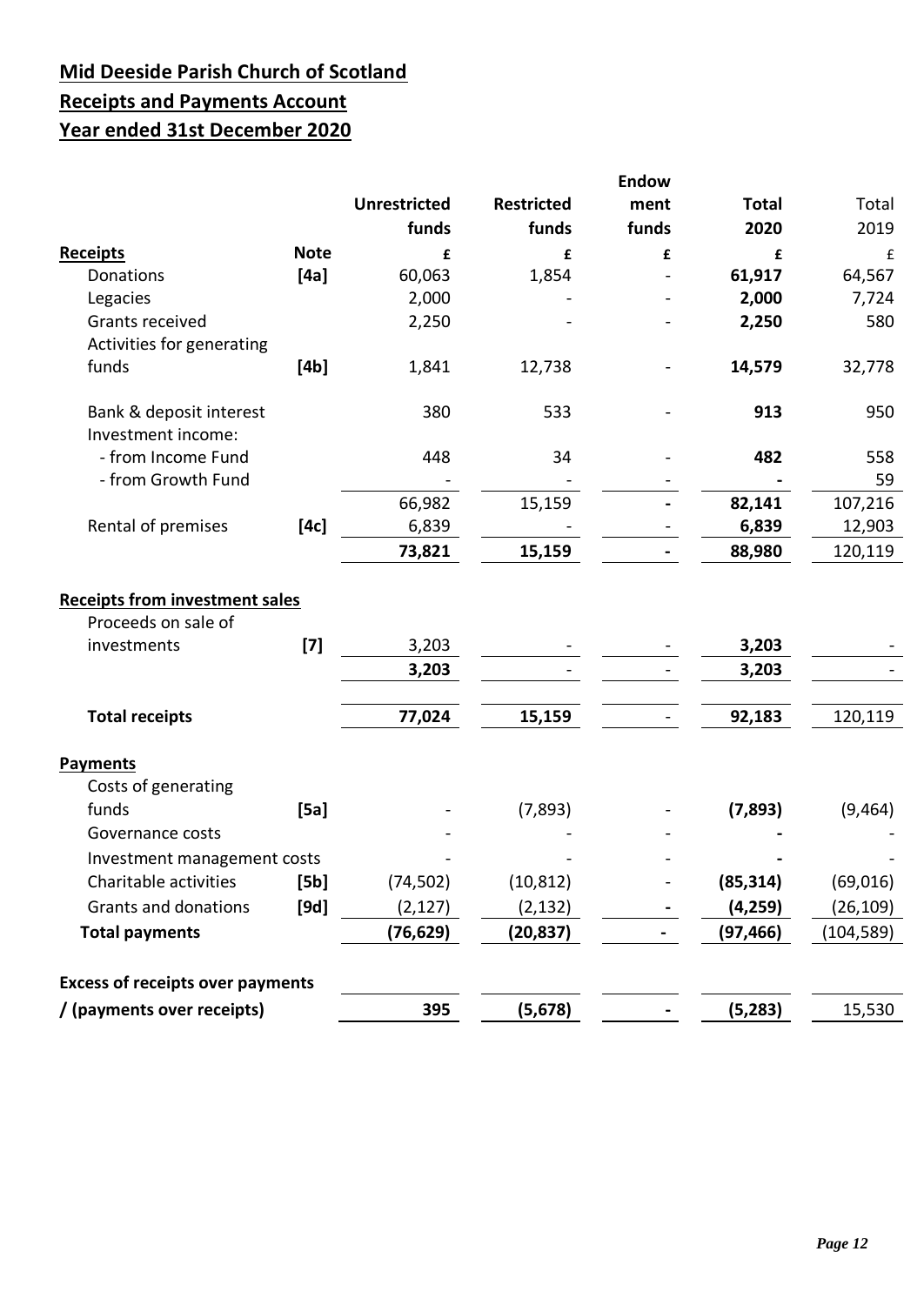**Mid Deeside Parish Church of Scotland**

**Receipts and Payments Account**

**Year ended 31st December 2020**

| | Note | Unrestricted funds | Restricted funds | Endowment funds | Total 2020 | Total 2019 |
|---|---|---|---|---|---|---|
| **Receipts** | **Note** | **£** | **£** | **£** | **£** | £ |
| Donations | [4a] | 60,063 | 1,854 | - | **61,917** | 64,567 |
| Legacies | | 2,000 | - | - | **2,000** | 7,724 |
| Grants received | | 2,250 | - | - | **2,250** | 580 |
| Activities for generating funds | [4b] | 1,841 | 12,738 | - | **14,579** | 32,778 |
| Bank & deposit interest | | 380 | 533 | - | **913** | 950 |
| Investment income: | | | | | | |
| - from Income Fund | | 448 | 34 | - | **482** | 558 |
| - from Growth Fund | | - | - | - | **-** | 59 |
| | | 66,982 | 15,159 | **-** | **82,141** | 107,216 |
| Rental of premises | [4c] | 6,839 | - | - | **6,839** | 12,903 |
| | | **73,821** | **15,159** | **-** | **88,980** | 120,119 |
| **Receipts from investment sales** | | | | | | |
| Proceeds on sale of investments | [7] | 3,203 | - | - | **3,203** | - |
| | | **3,203** | - | - | **3,203** | - |
| **Total receipts** | | **77,024** | **15,159** | - | **92,183** | 120,119 |
| **Payments** | | | | | | |
| Costs of generating funds | [5a] | - | (7,893) | - | **(7,893)** | (9,464) |
| Governance costs | | - | - | - | **-** | - |
| Investment management costs | | - | - | - | **-** | - |
| Charitable activities | [5b] | (74,502) | (10,812) | - | **(85,314)** | (69,016) |
| Grants and donations | [9d] | (2,127) | (2,132) | **-** | **(4,259)** | (26,109) |
| **Total payments** | | **(76,629)** | **(20,837)** | **-** | **(97,466)** | (104,589) |
| **Excess of receipts over payments / (payments over receipts)** | | **395** | **(5,678)** | **-** | **(5,283)** | 15,530 |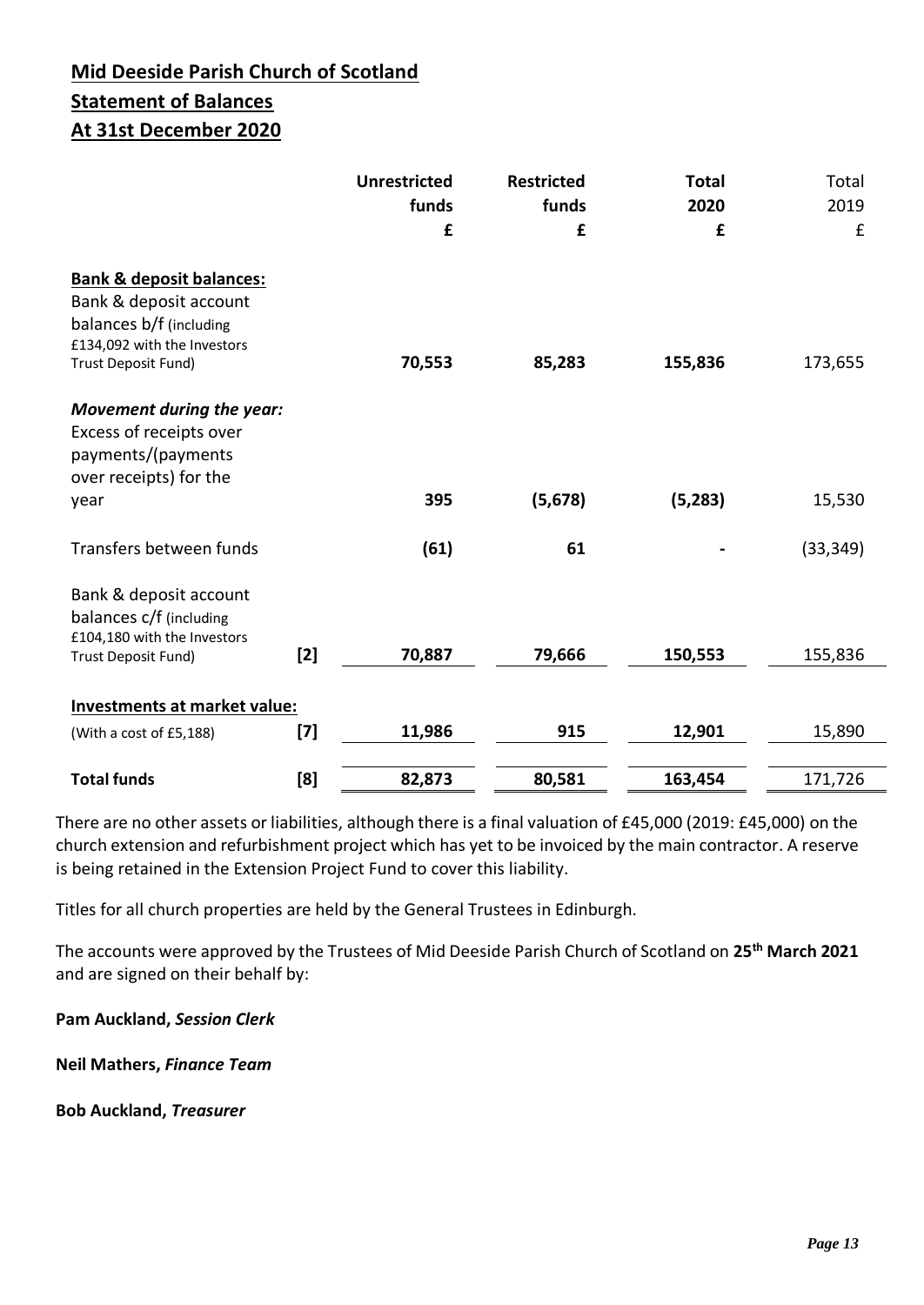## Mid Deeside Parish Church of Scotland

## Statement of Balances

## At 31st December 2020

| | | Unrestricted funds £ | Restricted funds £ | Total 2020 £ | Total 2019 £ |
|---|---|---|---|---|---|
| **Bank & deposit balances:** | | | | | |
| Bank & deposit account balances b/f (including £134,092 with the Investors Trust Deposit Fund) | | **70,553** | **85,283** | **155,836** | 173,655 |
| ***Movement during the year:*** | | | | | |
| Excess of receipts over payments/(payments over receipts) for the year | | **395** | **(5,678)** | **(5,283)** | 15,530 |
| Transfers between funds | | **(61)** | **61** | **-** | (33,349) |
| Bank & deposit account balances c/f (including £104,180 with the Investors Trust Deposit Fund) | **[2]** | **70,887** | **79,666** | **150,553** | 155,836 |
| **Investments at market value:** | | | | | |
| (With a cost of £5,188) | **[7]** | **11,986** | **915** | **12,901** | 15,890 |
| **Total funds** | **[8]** | **82,873** | **80,581** | **163,454** | 171,726 |

There are no other assets or liabilities, although there is a final valuation of £45,000 (2019: £45,000) on the church extension and refurbishment project which has yet to be invoiced by the main contractor. A reserve is being retained in the Extension Project Fund to cover this liability.

Titles for all church properties are held by the General Trustees in Edinburgh.

The accounts were approved by the Trustees of Mid Deeside Parish Church of Scotland on **25th March 2021** and are signed on their behalf by:

**Pam Auckland, *Session Clerk***

**Neil Mathers, *Finance Team***

**Bob Auckland, *Treasurer***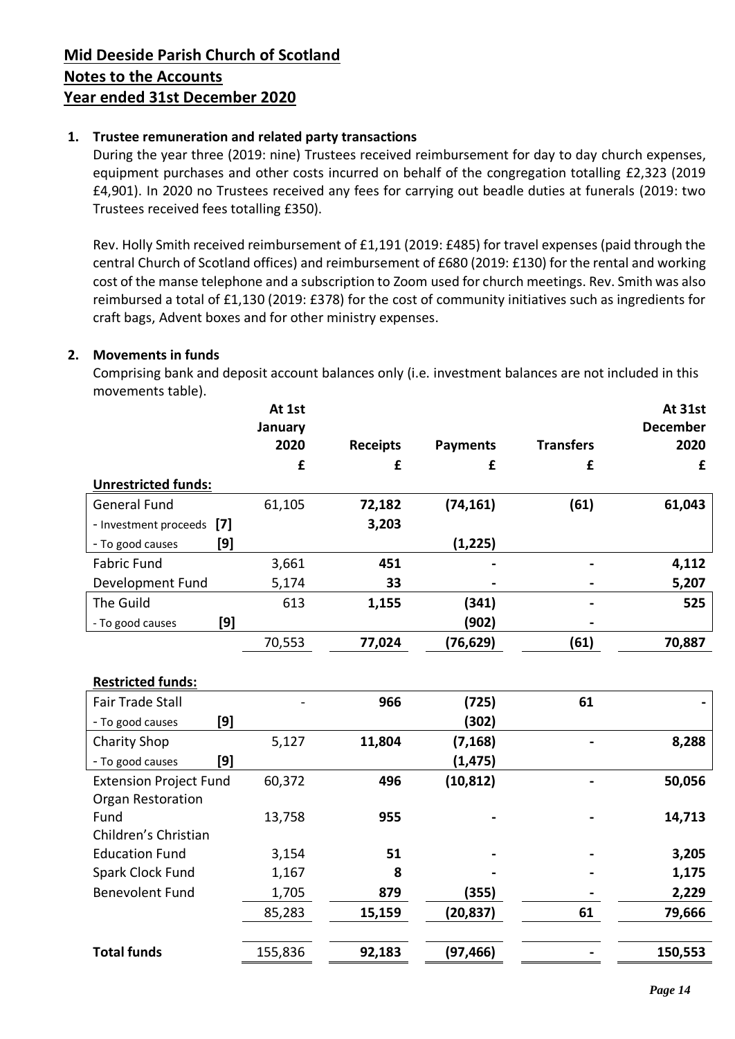# Mid Deeside Parish Church of Scotland
## Notes to the Accounts
## Year ended 31st December 2020

### 1. Trustee remuneration and related party transactions

During the year three (2019: nine) Trustees received reimbursement for day to day church expenses, equipment purchases and other costs incurred on behalf of the congregation totalling £2,323 (2019 £4,901). In 2020 no Trustees received any fees for carrying out beadle duties at funerals (2019: two Trustees received fees totalling £350).

Rev. Holly Smith received reimbursement of £1,191 (2019: £485) for travel expenses (paid through the central Church of Scotland offices) and reimbursement of £680 (2019: £130) for the rental and working cost of the manse telephone and a subscription to Zoom used for church meetings. Rev. Smith was also reimbursed a total of £1,130 (2019: £378) for the cost of community initiatives such as ingredients for craft bags, Advent boxes and for other ministry expenses.

### 2. Movements in funds

Comprising bank and deposit account balances only (i.e. investment balances are not included in this movements table).

| | At 1st January 2020 | Receipts | Payments | Transfers | At 31st December 2020 |
|---|---|---|---|---|---|
| | £ | £ | £ | £ | £ |
| **Unrestricted funds:** | | | | | |
| General Fund | 61,105 | **72,182** | **(74,161)** | **(61)** | **61,043** |
| - Investment proceeds [7] | | **3,203** | | | |
| - To good causes [9] | | | **(1,225)** | | |
| Fabric Fund | 3,661 | **451** | **-** | **-** | **4,112** |
| Development Fund | 5,174 | **33** | **-** | **-** | **5,207** |
| The Guild | 613 | **1,155** | **(341)** | **-** | **525** |
| - To good causes [9] | | | **(902)** | **-** | |
| | 70,553 | **77,024** | **(76,629)** | **(61)** | **70,887** |
| **Restricted funds:** | | | | | |
| Fair Trade Stall | - | **966** | **(725)** | **61** | **-** |
| - To good causes [9] | | | **(302)** | | |
| Charity Shop | 5,127 | **11,804** | **(7,168)** | **-** | **8,288** |
| - To good causes [9] | | | **(1,475)** | | |
| Extension Project Fund | 60,372 | **496** | **(10,812)** | **-** | **50,056** |
| Organ Restoration Fund | 13,758 | **955** | **-** | **-** | **14,713** |
| Children's Christian Education Fund | 3,154 | **51** | **-** | **-** | **3,205** |
| Spark Clock Fund | 1,167 | **8** | **-** | **-** | **1,175** |
| Benevolent Fund | 1,705 | **879** | **(355)** | **-** | **2,229** |
| | 85,283 | **15,159** | **(20,837)** | **61** | **79,666** |
| **Total funds** | 155,836 | **92,183** | **(97,466)** | **-** | **150,553** |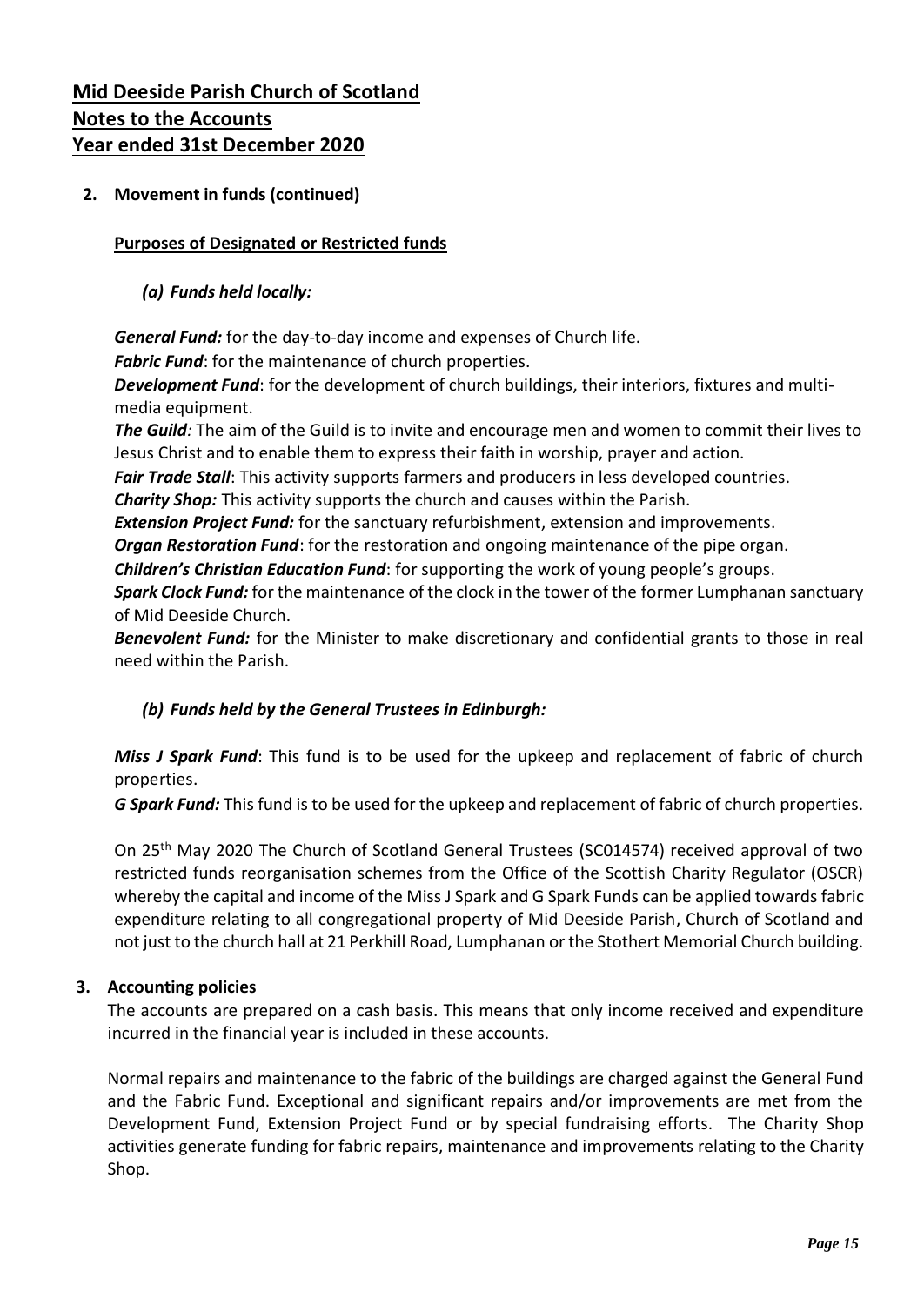**Mid Deeside Parish Church of Scotland**
**Notes to the Accounts**
**Year ended 31st December 2020**

**2. Movement in funds (continued)**

**Purposes of Designated or Restricted funds**

***(a) Funds held locally:***

***General Fund:*** for the day-to-day income and expenses of Church life.
***Fabric Fund***: for the maintenance of church properties.
***Development Fund***: for the development of church buildings, their interiors, fixtures and multi-media equipment.
***The Guild**:* The aim of the Guild is to invite and encourage men and women to commit their lives to Jesus Christ and to enable them to express their faith in worship, prayer and action.
***Fair Trade Stall***: This activity supports farmers and producers in less developed countries.
***Charity Shop:*** This activity supports the church and causes within the Parish.
***Extension Project Fund:*** for the sanctuary refurbishment, extension and improvements.
***Organ Restoration Fund***: for the restoration and ongoing maintenance of the pipe organ.
***Children's Christian Education Fund***: for supporting the work of young people's groups.
***Spark Clock Fund:*** for the maintenance of the clock in the tower of the former Lumphanan sanctuary of Mid Deeside Church.
***Benevolent Fund:*** for the Minister to make discretionary and confidential grants to those in real need within the Parish.

***(b) Funds held by the General Trustees in Edinburgh:***

***Miss J Spark Fund***: This fund is to be used for the upkeep and replacement of fabric of church properties.
***G Spark Fund:*** This fund is to be used for the upkeep and replacement of fabric of church properties.

On 25th May 2020 The Church of Scotland General Trustees (SC014574) received approval of two restricted funds reorganisation schemes from the Office of the Scottish Charity Regulator (OSCR) whereby the capital and income of the Miss J Spark and G Spark Funds can be applied towards fabric expenditure relating to all congregational property of Mid Deeside Parish, Church of Scotland and not just to the church hall at 21 Perkhill Road, Lumphanan or the Stothert Memorial Church building.

**3. Accounting policies**

The accounts are prepared on a cash basis. This means that only income received and expenditure incurred in the financial year is included in these accounts.

Normal repairs and maintenance to the fabric of the buildings are charged against the General Fund and the Fabric Fund. Exceptional and significant repairs and/or improvements are met from the Development Fund, Extension Project Fund or by special fundraising efforts. The Charity Shop activities generate funding for fabric repairs, maintenance and improvements relating to the Charity Shop.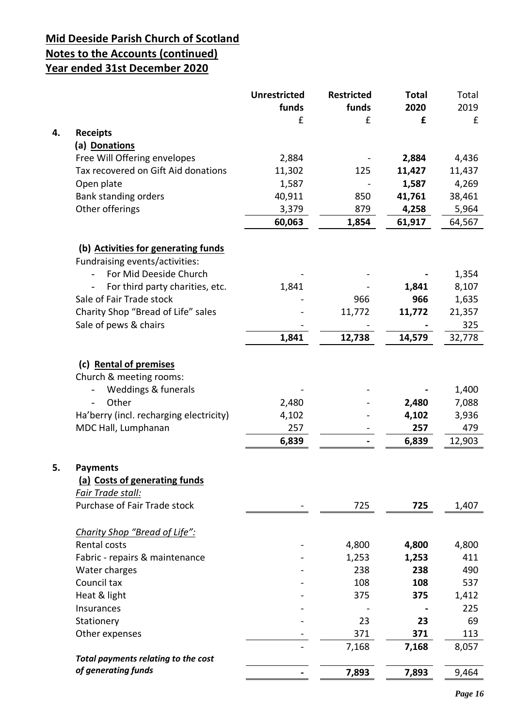# Mid Deeside Parish Church of Scotland

## Notes to the Accounts (continued)

## Year ended 31st December 2020

| | | Unrestricted funds | Restricted funds | Total 2020 | Total 2019 |
|---|---|---|---|---|---|
| | | £ | £ | £ | £ |
| **4.** | **Receipts** | | | | |
| | **(a) Donations** | | | | |
| | Free Will Offering envelopes | 2,884 | - | **2,884** | 4,436 |
| | Tax recovered on Gift Aid donations | 11,302 | 125 | **11,427** | 11,437 |
| | Open plate | 1,587 | - | **1,587** | 4,269 |
| | Bank standing orders | 40,911 | 850 | **41,761** | 38,461 |
| | Other offerings | 3,379 | 879 | **4,258** | 5,964 |
| | | **60,063** | **1,854** | **61,917** | 64,567 |
| | **(b) Activities for generating funds** | | | | |
| | Fundraising events/activities: | | | | |
| | - For Mid Deeside Church | - | - | **-** | 1,354 |
| | - For third party charities, etc. | 1,841 | - | **1,841** | 8,107 |
| | Sale of Fair Trade stock | - | 966 | **966** | 1,635 |
| | Charity Shop "Bread of Life" sales | - | 11,772 | **11,772** | 21,357 |
| | Sale of pews & chairs | - | - | **-** | 325 |
| | | **1,841** | **12,738** | **14,579** | 32,778 |
| | **(c) Rental of premises** | | | | |
| | Church & meeting rooms: | | | | |
| | - Weddings & funerals | - | - | **-** | 1,400 |
| | - Other | 2,480 | - | **2,480** | 7,088 |
| | Ha'berry (incl. recharging electricity) | 4,102 | - | **4,102** | 3,936 |
| | MDC Hall, Lumphanan | 257 | - | **257** | 479 |
| | | **6,839** | **-** | **6,839** | 12,903 |
| **5.** | **Payments** | | | | |
| | **(a) Costs of generating funds** | | | | |
| | *Fair Trade stall:* | | | | |
| | Purchase of Fair Trade stock | - | 725 | **725** | 1,407 |
| | *Charity Shop "Bread of Life":* | | | | |
| | Rental costs | - | 4,800 | **4,800** | 4,800 |
| | Fabric - repairs & maintenance | - | 1,253 | **1,253** | 411 |
| | Water charges | - | 238 | **238** | 490 |
| | Council tax | - | 108 | **108** | 537 |
| | Heat & light | - | 375 | **375** | 1,412 |
| | Insurances | - | - | **-** | 225 |
| | Stationery | - | 23 | **23** | 69 |
| | Other expenses | - | 371 | **371** | 113 |
| | | - | 7,168 | **7,168** | 8,057 |
| | ***Total payments relating to the cost of generating funds*** | **-** | **7,893** | **7,893** | 9,464 |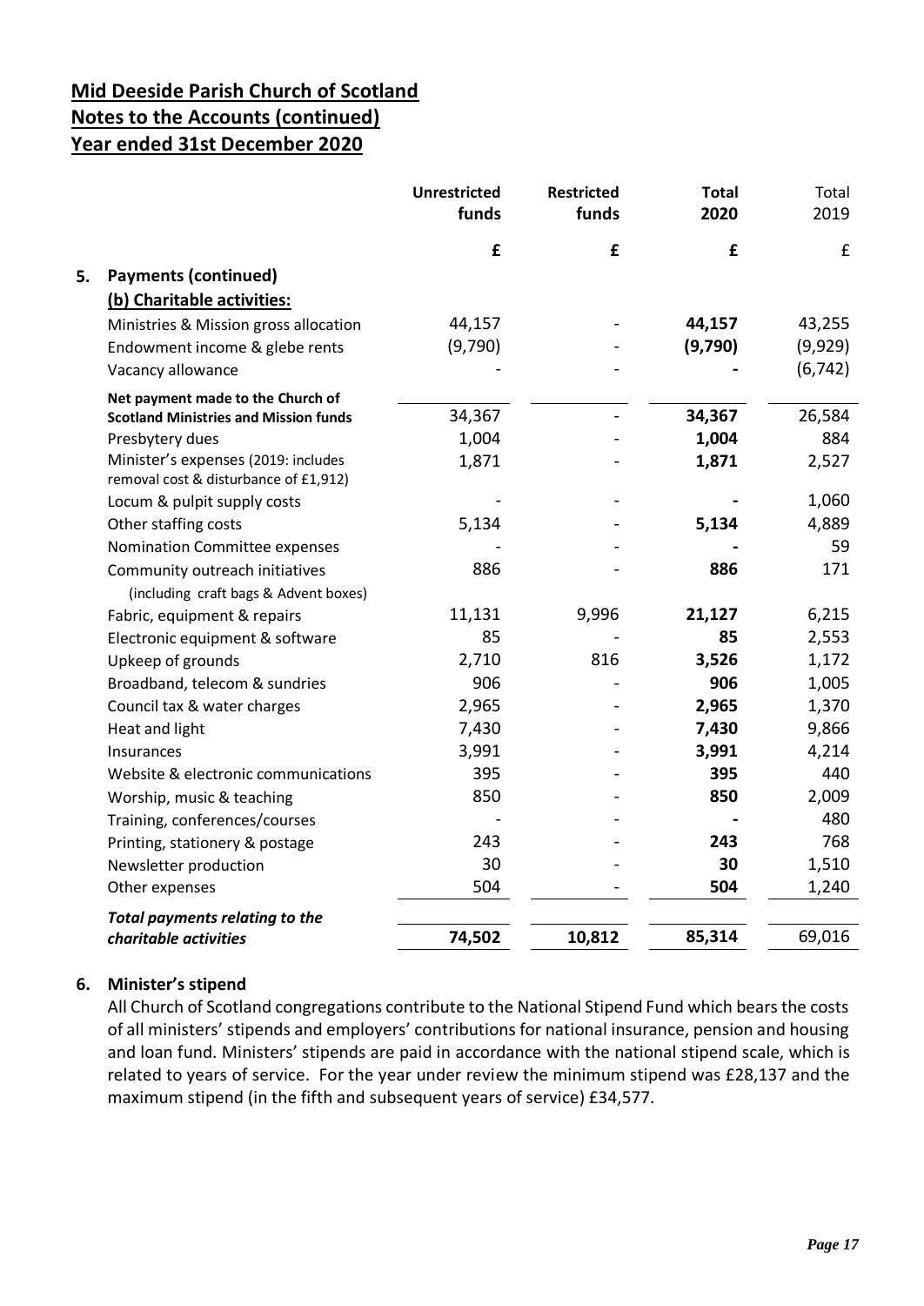## Mid Deeside Parish Church of Scotland
## Notes to the Accounts (continued)
## Year ended 31st December 2020

| | Unrestricted funds | Restricted funds | Total 2020 | Total 2019 |
|---|---|---|---|---|
| | £ | £ | £ | £ |
| **5. Payments (continued)** | | | | |
| **(b) Charitable activities:** | | | | |
| Ministries & Mission gross allocation | 44,157 | - | **44,157** | 43,255 |
| Endowment income & glebe rents | (9,790) | - | **(9,790)** | (9,929) |
| Vacancy allowance | - | - | **-** | (6,742) |
| **Net payment made to the Church of Scotland Ministries and Mission funds** | 34,367 | - | **34,367** | 26,584 |
| Presbytery dues | 1,004 | - | **1,004** | 884 |
| Minister's expenses (2019: includes removal cost & disturbance of £1,912) | 1,871 | - | **1,871** | 2,527 |
| Locum & pulpit supply costs | - | - | **-** | 1,060 |
| Other staffing costs | 5,134 | - | **5,134** | 4,889 |
| Nomination Committee expenses | - | - | **-** | 59 |
| Community outreach initiatives (including craft bags & Advent boxes) | 886 | - | **886** | 171 |
| Fabric, equipment & repairs | 11,131 | 9,996 | **21,127** | 6,215 |
| Electronic equipment & software | 85 | - | **85** | 2,553 |
| Upkeep of grounds | 2,710 | 816 | **3,526** | 1,172 |
| Broadband, telecom & sundries | 906 | - | **906** | 1,005 |
| Council tax & water charges | 2,965 | - | **2,965** | 1,370 |
| Heat and light | 7,430 | - | **7,430** | 9,866 |
| Insurances | 3,991 | - | **3,991** | 4,214 |
| Website & electronic communications | 395 | - | **395** | 440 |
| Worship, music & teaching | 850 | - | **850** | 2,009 |
| Training, conferences/courses | - | - | **-** | 480 |
| Printing, stationery & postage | 243 | - | **243** | 768 |
| Newsletter production | 30 | - | **30** | 1,510 |
| Other expenses | 504 | - | **504** | 1,240 |
| ***Total payments relating to the charitable activities*** | **74,502** | **10,812** | **85,314** | 69,016 |

**6. Minister's stipend**

All Church of Scotland congregations contribute to the National Stipend Fund which bears the costs of all ministers' stipends and employers' contributions for national insurance, pension and housing and loan fund. Ministers' stipends are paid in accordance with the national stipend scale, which is related to years of service. For the year under review the minimum stipend was £28,137 and the maximum stipend (in the fifth and subsequent years of service) £34,577.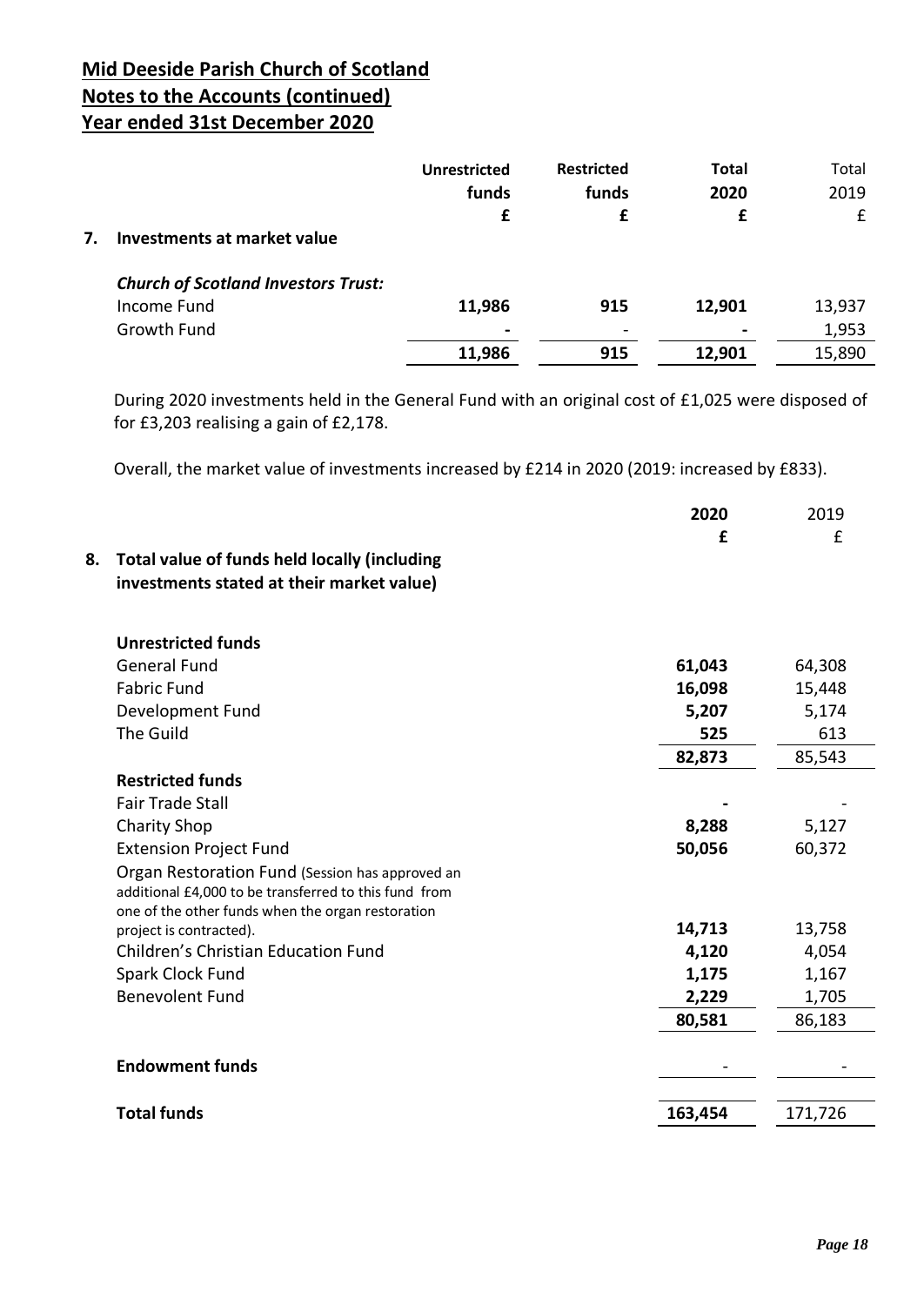## Mid Deeside Parish Church of Scotland
## Notes to the Accounts (continued)
## Year ended 31st December 2020

| | Unrestricted funds £ | Restricted funds £ | Total 2020 £ | Total 2019 £ |
|---|---|---|---|---|
| **7. Investments at market value** | | | | |
| ***Church of Scotland Investors Trust:*** | | | | |
| Income Fund | **11,986** | **915** | **12,901** | 13,937 |
| Growth Fund | **-** | - | **-** | 1,953 |
| | **11,986** | **915** | **12,901** | 15,890 |

During 2020 investments held in the General Fund with an original cost of £1,025 were disposed of for £3,203 realising a gain of £2,178.

Overall, the market value of investments increased by £214 in 2020 (2019: increased by £833).

| | 2020 £ | 2019 £ |
|---|---|---|
| **8. Total value of funds held locally (including investments stated at their market value)** | | |
| **Unrestricted funds** | | |
| General Fund | **61,043** | 64,308 |
| Fabric Fund | **16,098** | 15,448 |
| Development Fund | **5,207** | 5,174 |
| The Guild | **525** | 613 |
| | **82,873** | 85,543 |
| **Restricted funds** | | |
| Fair Trade Stall | **-** | - |
| Charity Shop | **8,288** | 5,127 |
| Extension Project Fund | **50,056** | 60,372 |
| Organ Restoration Fund (Session has approved an additional £4,000 to be transferred to this fund from one of the other funds when the organ restoration project is contracted). | **14,713** | 13,758 |
| Children's Christian Education Fund | **4,120** | 4,054 |
| Spark Clock Fund | **1,175** | 1,167 |
| Benevolent Fund | **2,229** | 1,705 |
| | **80,581** | 86,183 |
| **Endowment funds** | - | - |
| **Total funds** | **163,454** | 171,726 |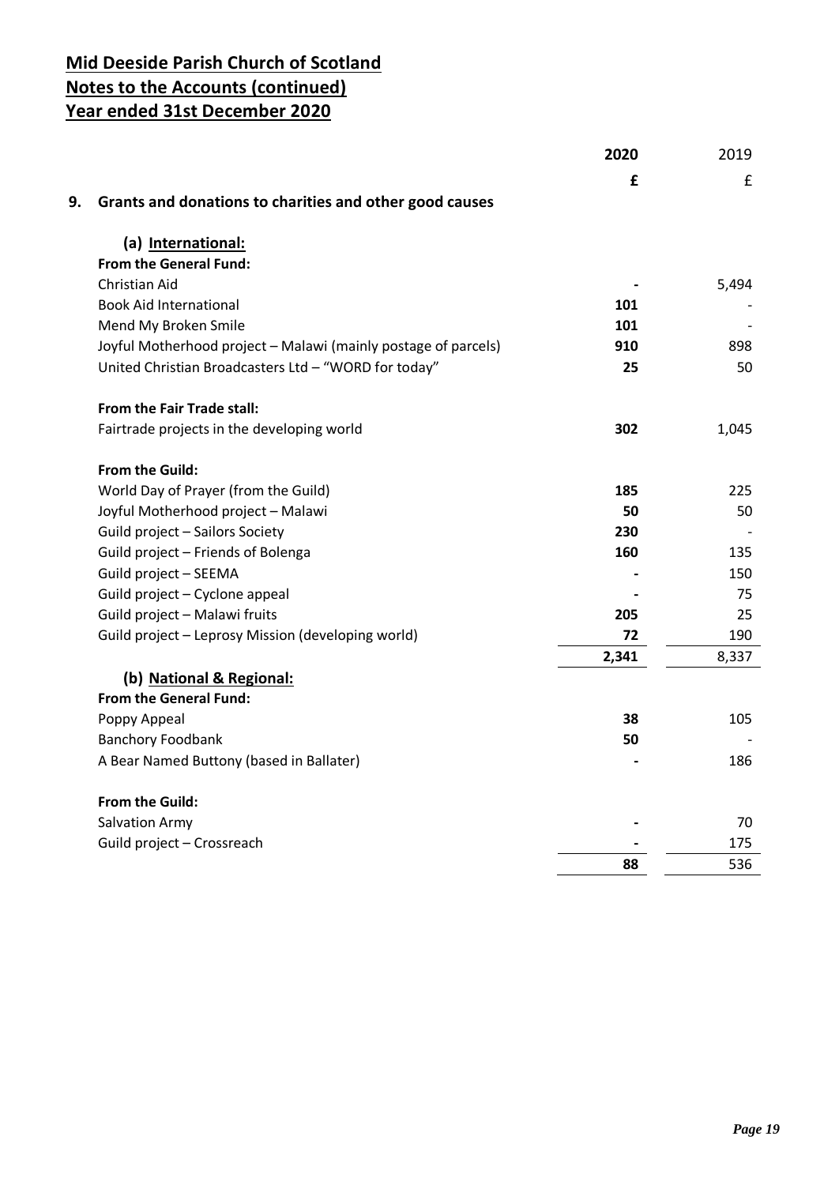# Mid Deeside Parish Church of Scotland
## Notes to the Accounts (continued)
## Year ended 31st December 2020

| | 2020 | 2019 |
|---|---|---|
| | **£** | £ |
| **9. Grants and donations to charities and other good causes** | | |
| **(a) International:** | | |
| **From the General Fund:** | | |
| Christian Aid | - | 5,494 |
| Book Aid International | **101** | - |
| Mend My Broken Smile | **101** | - |
| Joyful Motherhood project – Malawi (mainly postage of parcels) | **910** | 898 |
| United Christian Broadcasters Ltd – "WORD for today" | **25** | 50 |
| **From the Fair Trade stall:** | | |
| Fairtrade projects in the developing world | **302** | 1,045 |
| **From the Guild:** | | |
| World Day of Prayer (from the Guild) | **185** | 225 |
| Joyful Motherhood project – Malawi | **50** | 50 |
| Guild project – Sailors Society | **230** | - |
| Guild project – Friends of Bolenga | **160** | 135 |
| Guild project – SEEMA | - | 150 |
| Guild project – Cyclone appeal | - | 75 |
| Guild project – Malawi fruits | **205** | 25 |
| Guild project – Leprosy Mission (developing world) | **72** | 190 |
| | **2,341** | 8,337 |
| **(b) National & Regional:** | | |
| **From the General Fund:** | | |
| Poppy Appeal | **38** | 105 |
| Banchory Foodbank | **50** | - |
| A Bear Named Buttony (based in Ballater) | - | 186 |
| **From the Guild:** | | |
| Salvation Army | - | 70 |
| Guild project – Crossreach | - | 175 |
| | **88** | 536 |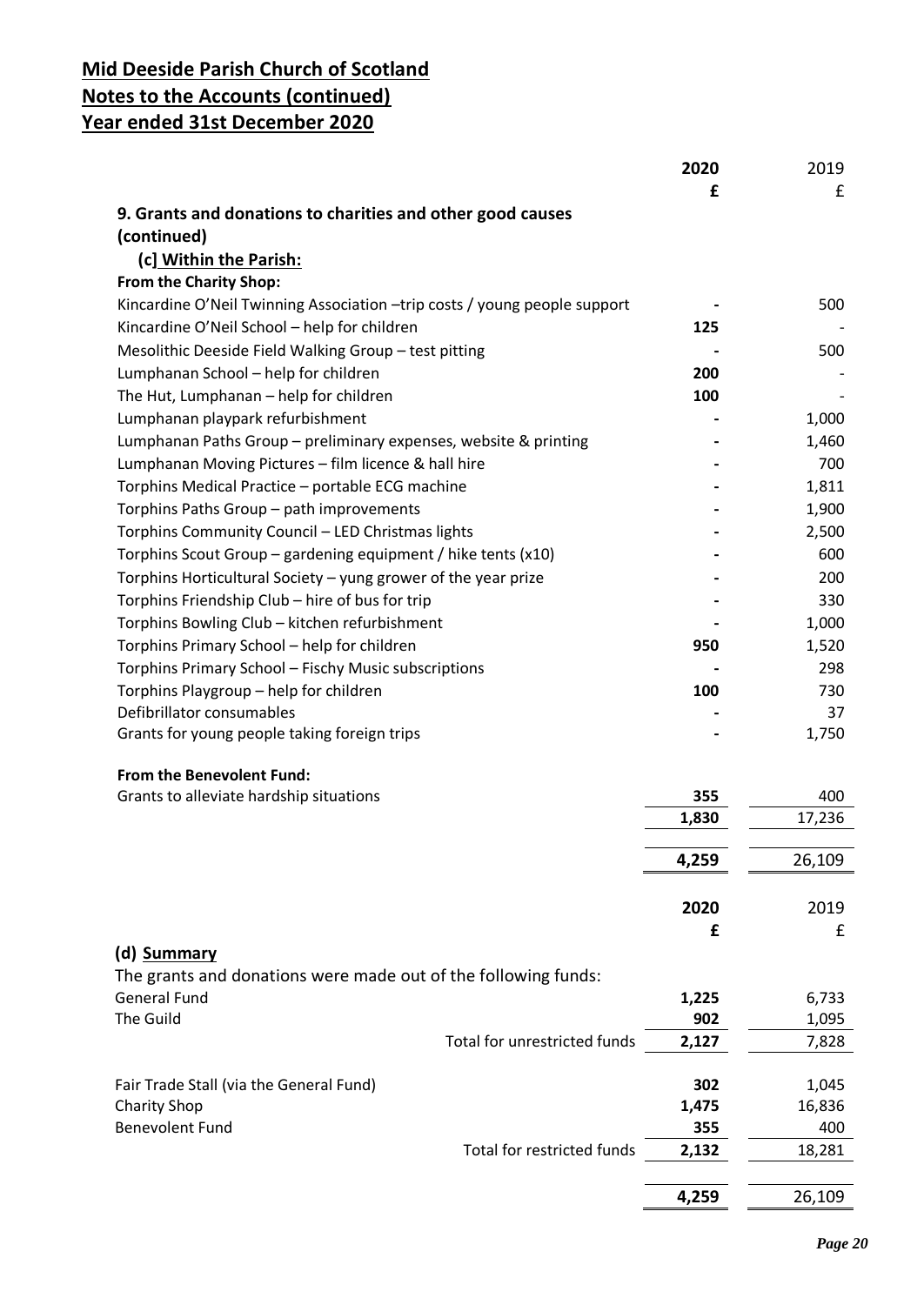# Mid Deeside Parish Church of Scotland
# Notes to the Accounts (continued)
# Year ended 31st December 2020

| | 2020 | 2019 |
|---|---|---|
| | **£** | £ |
| **9. Grants and donations to charities and other good causes (continued)** | | |
| **(c] Within the Parish:** | | |
| **From the Charity Shop:** | | |
| Kincardine O'Neil Twinning Association –trip costs / young people support | - | 500 |
| Kincardine O'Neil School – help for children | **125** | - |
| Mesolithic Deeside Field Walking Group – test pitting | - | 500 |
| Lumphanan School – help for children | **200** | - |
| The Hut, Lumphanan – help for children | **100** | - |
| Lumphanan playpark refurbishment | - | 1,000 |
| Lumphanan Paths Group – preliminary expenses, website & printing | - | 1,460 |
| Lumphanan Moving Pictures – film licence & hall hire | - | 700 |
| Torphins Medical Practice – portable ECG machine | - | 1,811 |
| Torphins Paths Group – path improvements | - | 1,900 |
| Torphins Community Council – LED Christmas lights | - | 2,500 |
| Torphins Scout Group – gardening equipment / hike tents (x10) | - | 600 |
| Torphins Horticultural Society – yung grower of the year prize | - | 200 |
| Torphins Friendship Club – hire of bus for trip | - | 330 |
| Torphins Bowling Club – kitchen refurbishment | - | 1,000 |
| Torphins Primary School – help for children | **950** | 1,520 |
| Torphins Primary School – Fischy Music subscriptions | - | 298 |
| Torphins Playgroup – help for children | **100** | 730 |
| Defibrillator consumables | - | 37 |
| Grants for young people taking foreign trips | - | 1,750 |
| **From the Benevolent Fund:** | | |
| Grants to alleviate hardship situations | **355** | 400 |
| | **1,830** | 17,236 |
| | **4,259** | 26,109 |

| | 2020 | 2019 |
|---|---|---|
| | **£** | £ |
| **(d) Summary** | | |
| The grants and donations were made out of the following funds: | | |
| General Fund | **1,225** | 6,733 |
| The Guild | **902** | 1,095 |
| Total for unrestricted funds | **2,127** | 7,828 |
| Fair Trade Stall (via the General Fund) | **302** | 1,045 |
| Charity Shop | **1,475** | 16,836 |
| Benevolent Fund | **355** | 400 |
| Total for restricted funds | **2,132** | 18,281 |
| | **4,259** | 26,109 |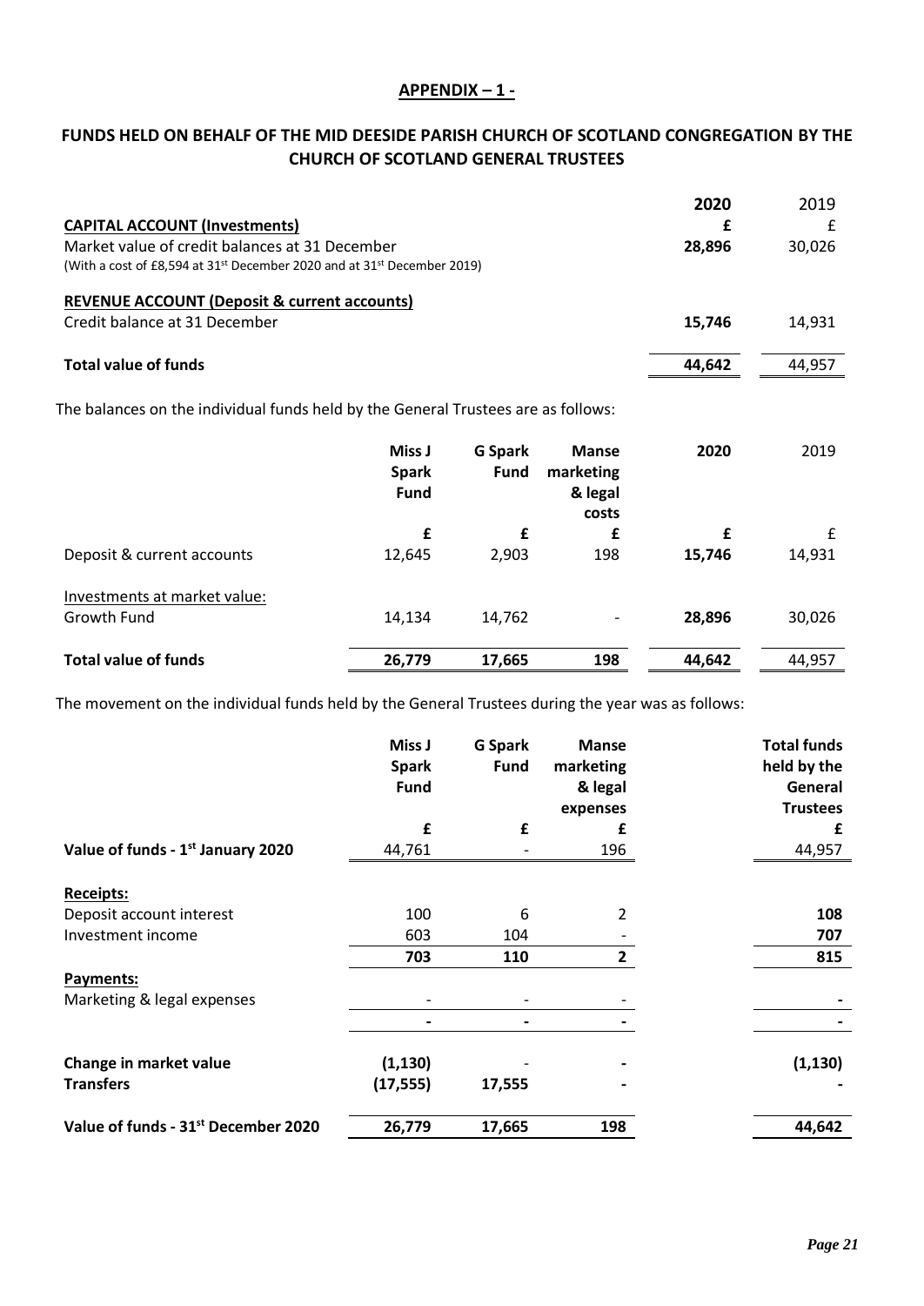## APPENDIX – 1 -

## FUNDS HELD ON BEHALF OF THE MID DEESIDE PARISH CHURCH OF SCOTLAND CONGREGATION BY THE CHURCH OF SCOTLAND GENERAL TRUSTEES

| | 2020 | 2019 |
|---|---|---|
| **CAPITAL ACCOUNT (Investments)** | **£** | £ |
| Market value of credit balances at 31 December<br>(With a cost of £8,594 at 31st December 2020 and at 31st December 2019) | **28,896** | 30,026 |
| **REVENUE ACCOUNT (Deposit & current accounts)** | | |
| Credit balance at 31 December | **15,746** | 14,931 |
| **Total value of funds** | **44,642** | 44,957 |

The balances on the individual funds held by the General Trustees are as follows:

| | Miss J Spark Fund | G Spark Fund | Manse marketing & legal costs | 2020 | 2019 |
|---|---|---|---|---|---|
| | **£** | **£** | **£** | **£** | £ |
| Deposit & current accounts | 12,645 | 2,903 | 198 | **15,746** | 14,931 |
| Investments at market value: | | | | | |
| Growth Fund | 14,134 | 14,762 | - | **28,896** | 30,026 |
| **Total value of funds** | **26,779** | **17,665** | **198** | **44,642** | 44,957 |

The movement on the individual funds held by the General Trustees during the year was as follows:

| | Miss J Spark Fund | G Spark Fund | Manse marketing & legal expenses | Total funds held by the General Trustees |
|---|---|---|---|---|
| | **£** | **£** | **£** | **£** |
| **Value of funds - 1st January 2020** | 44,761 | - | 196 | 44,957 |
| **Receipts:** | | | | |
| Deposit account interest | 100 | 6 | 2 | **108** |
| Investment income | 603 | 104 | - | **707** |
| | **703** | **110** | **2** | **815** |
| **Payments:** | | | | |
| Marketing & legal expenses | - | - | - | **-** |
| | **-** | **-** | **-** | **-** |
| **Change in market value** | **(1,130)** | - | **-** | **(1,130)** |
| **Transfers** | **(17,555)** | **17,555** | **-** | **-** |
| **Value of funds - 31st December 2020** | **26,779** | **17,665** | **198** | **44,642** |